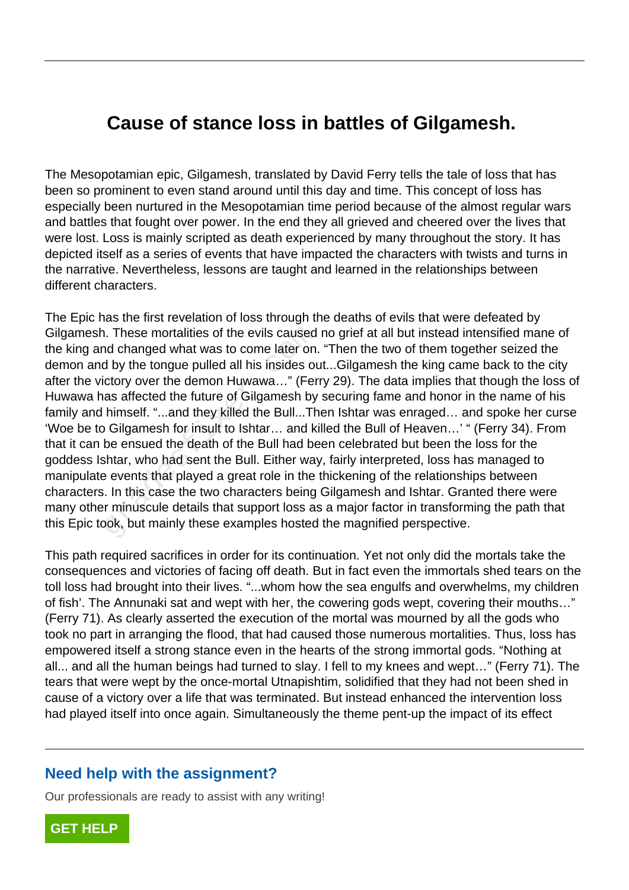# Cause of stance loss in battles of Gilgamesh.

The Mesopotamian epic, Gilgamesh, translated by David Ferry tells the tale of loss that has been so prominent to even stand around until this day and time. This concept of loss has especially been nurtured in the Mesopotamian time period because of the almost regular wars and battles that fought over power. In the end they all grieved and cheered over the lives that were lost. Loss is mainly scripted as death experienced by many throughout the story. It has depicted itself as a series of events that have impacted the characters with twists and turns in the narrative. Nevertheless, lessons are taught and learned in the relationships between different characters.

The Epic has the first revelation of loss through the deaths of evils that were defeated by Gilgamesh. These mortalities of the evils caused no grief at all but instead intensified mane of the king and changed what was to come later on. "Then the two of them together seized the demon and by the tongue pulled all his insides out...Gilgamesh the king came back to the city after the victory over the demon Huwawa…" (Ferry 29). The data implies that though the loss of Huwawa has affected the future of Gilgamesh by securing fame and honor in the name of his family and himself. "...and they killed the Bull...Then Ishtar was enraged… and spoke her curse 'Woe be to Gilgamesh for insult to Ishtar… and killed the Bull of Heaven…' " (Ferry 34). From that it can be ensued the death of the Bull had been celebrated but been the loss for the goddess Ishtar, who had sent the Bull. Either way, fairly interpreted, loss has managed to manipulate events that played a great role in the thickening of the relationships between characters. In this case the two characters being Gilgamesh and Ishtar. Granted there were many other minuscule details that support loss as a major factor in transforming the path that this Epic took, but mainly these examples hosted the magnified perspective.

This path required sacrifices in order for its continuation. Yet not only did the mortals take the consequences and victories of facing off death. But in fact even the immortals shed tears on the toll loss had brought into their lives. "...whom how the sea engulfs and overwhelms, my children of fish'. The Annunaki sat and wept with her, the cowering gods wept, covering their mouths…" (Ferry 71). As clearly asserted the execution of the mortal was mourned by all the gods who took no part in arranging the flood, that had caused those numerous mortalities. Thus, loss has empowered itself a strong stance even in the hearts of the strong immortal gods. "Nothing at all... and all the human beings had turned to slay. I fell to my knees and wept…" (Ferry 71). The tears that were wept by the once-mortal Utnapishtim, solidified that they had not been shed in cause of a victory over a life that was terminated. But instead enhanced the intervention loss had played itself into once again. Simultaneously the theme pent-up the impact of its effect

## Need help with the assignment?

Our professionals are ready to assist with any writing!

**GET HELP**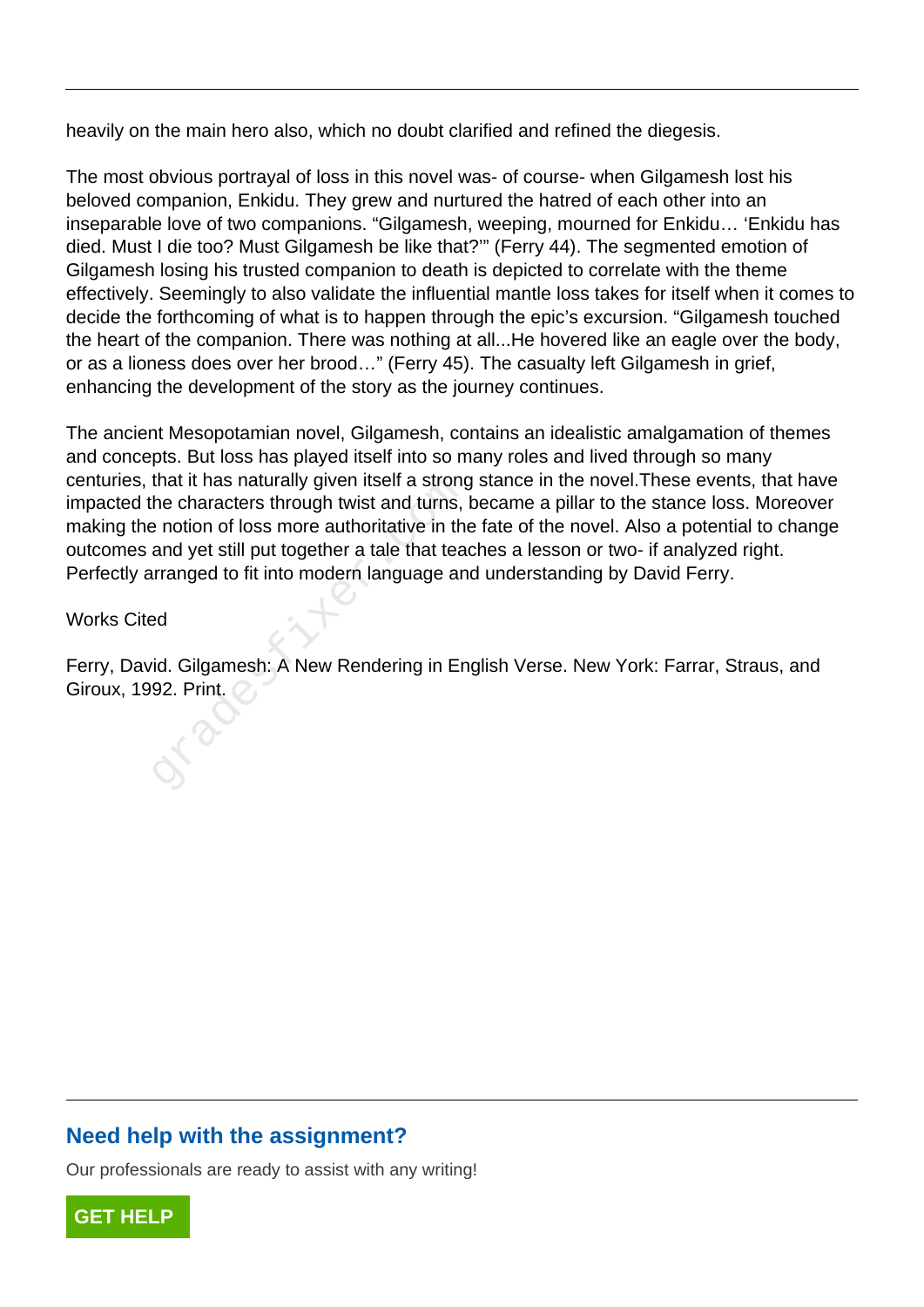heavily on the main hero also, which no doubt clarified and refined the diegesis.

The most obvious portrayal of loss in this novel was- of course- when Gilgamesh lost his beloved companion, Enkidu. They grew and nurtured the hatred of each other into an inseparable love of two companions. "Gilgamesh, weeping, mourned for Enkidu… 'Enkidu has died. Must I die too? Must Gilgamesh be like that?'" (Ferry 44). The segmented emotion of Gilgamesh losing his trusted companion to death is depicted to correlate with the theme effectively. Seemingly to also validate the influential mantle loss takes for itself when it comes to decide the forthcoming of what is to happen through the epic's excursion. "Gilgamesh touched the heart of the companion. There was nothing at all...He hovered like an eagle over the body, or as a lioness does over her brood…" (Ferry 45). The casualty left Gilgamesh in grief, enhancing the development of the story as the journey continues.

The ancient Mesopotamian novel, Gilgamesh, contains an idealistic amalgamation of themes and concepts. But loss has played itself into so many roles and lived through so many centuries, that it has naturally given itself a strong stance in the novel.These events, that have impacted the characters through twist and turns, became a pillar to the stance loss. Moreover making the notion of loss more authoritative in the fate of the novel. Also a potential to change outcomes and yet still put together a tale that teaches a lesson or two- if analyzed right. Perfectly arranged to fit into modern language and understanding by David Ferry.

Works Cited

Ferry, David. Gilgamesh: A New Rendering in English Verse. New York: Farrar, Straus, and Giroux, 1992. Print.

## Need help with the assignment?

Our professionals are ready to assist with any writing!

GET HELP